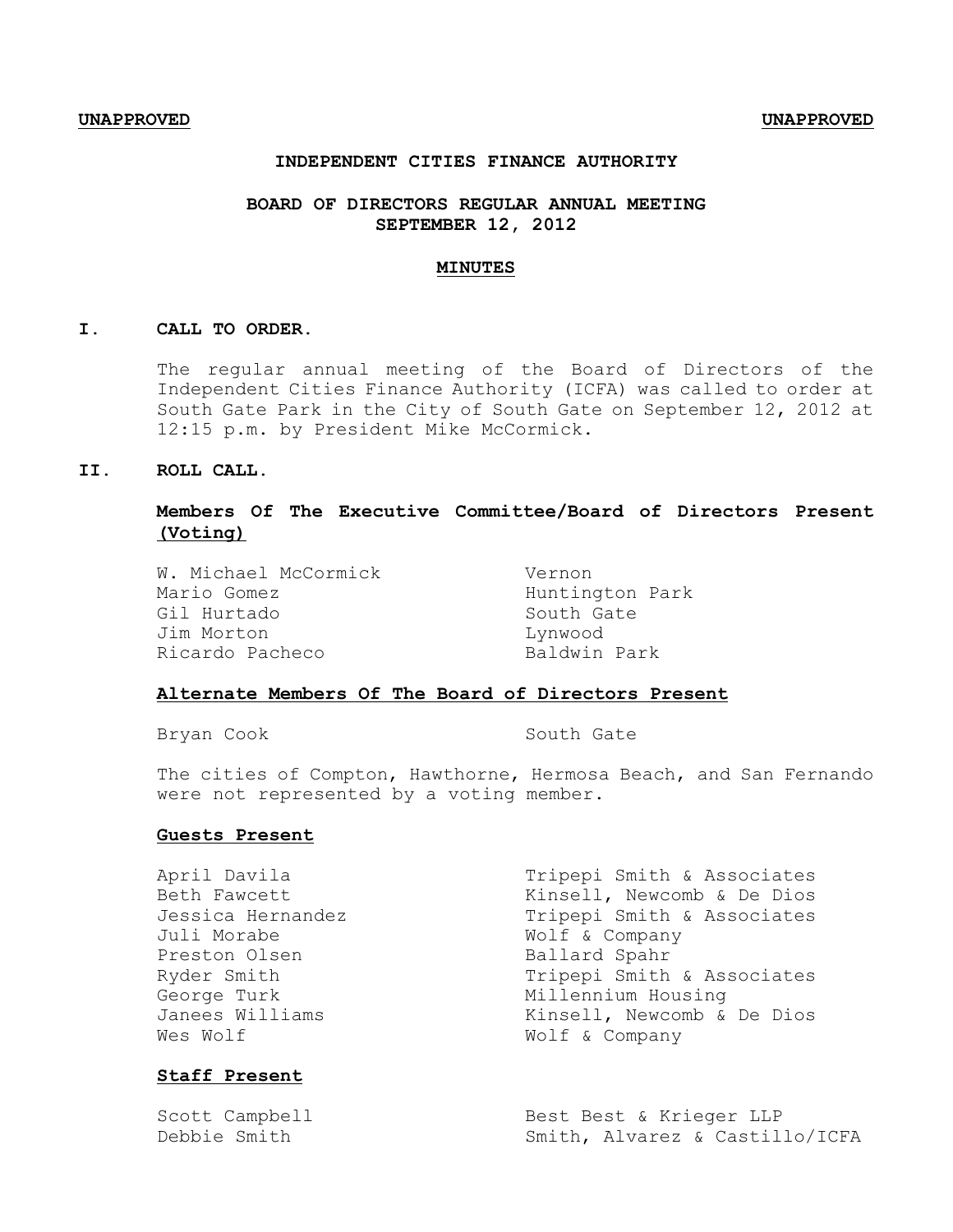**UNAPPROVED** **UNAPPROVED**

# INDEPENDENT CITIES FINANCE AUTHORITY

## BOARD OF DIRECTORS REGULAR ANNUAL MEETING
## SEPTEMBER 12, 2012

## MINUTES

### I. CALL TO ORDER.

The regular annual meeting of the Board of Directors of the Independent Cities Finance Authority (ICFA) was called to order at South Gate Park in the City of South Gate on September 12, 2012 at 12:15 p.m. by President Mike McCormick.

### II. ROLL CALL.

**Members Of The Executive Committee/Board of Directors Present (Voting)**

| | |
|---|---|
| W. Michael McCormick | Vernon |
| Mario Gomez | Huntington Park |
| Gil Hurtado | South Gate |
| Jim Morton | Lynwood |
| Ricardo Pacheco | Baldwin Park |

**Alternate Members Of The Board of Directors Present**

| | |
|---|---|
| Bryan Cook | South Gate |

The cities of Compton, Hawthorne, Hermosa Beach, and San Fernando were not represented by a voting member.

**Guests Present**

| | |
|---|---|
| April Davila | Tripepi Smith & Associates |
| Beth Fawcett | Kinsell, Newcomb & De Dios |
| Jessica Hernandez | Tripepi Smith & Associates |
| Juli Morabe | Wolf & Company |
| Preston Olsen | Ballard Spahr |
| Ryder Smith | Tripepi Smith & Associates |
| George Turk | Millennium Housing |
| Janees Williams | Kinsell, Newcomb & De Dios |
| Wes Wolf | Wolf & Company |

**Staff Present**

| | |
|---|---|
| Scott Campbell | Best Best & Krieger LLP |
| Debbie Smith | Smith, Alvarez & Castillo/ICFA |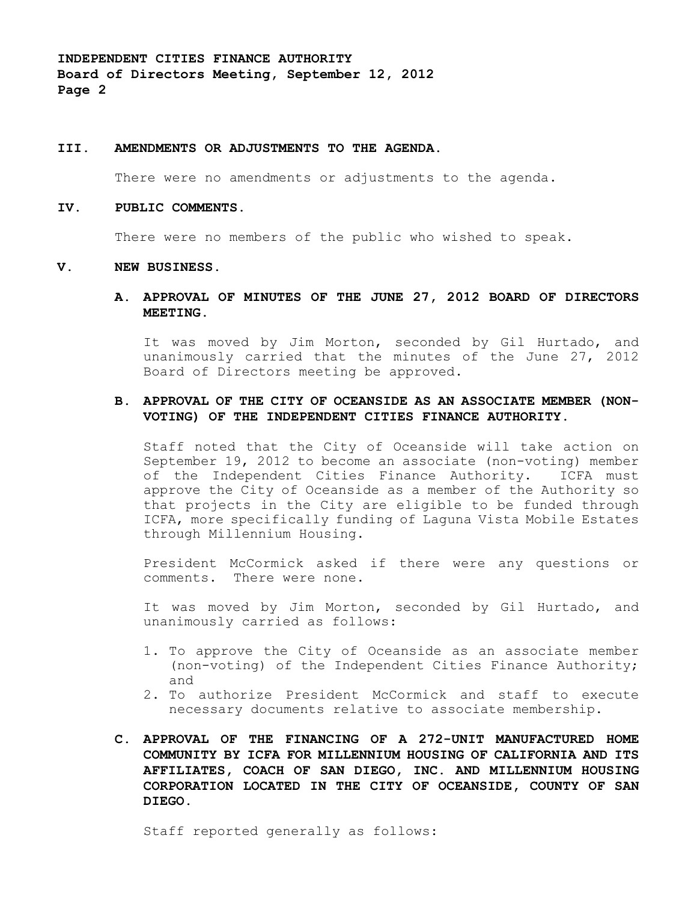## III. AMENDMENTS OR ADJUSTMENTS TO THE AGENDA.

There were no amendments or adjustments to the agenda.

## IV. PUBLIC COMMENTS.

There were no members of the public who wished to speak.

## V. NEW BUSINESS.

### A. APPROVAL OF MINUTES OF THE JUNE 27, 2012 BOARD OF DIRECTORS MEETING.

It was moved by Jim Morton, seconded by Gil Hurtado, and unanimously carried that the minutes of the June 27, 2012 Board of Directors meeting be approved.

### B. APPROVAL OF THE CITY OF OCEANSIDE AS AN ASSOCIATE MEMBER (NON-VOTING) OF THE INDEPENDENT CITIES FINANCE AUTHORITY.

Staff noted that the City of Oceanside will take action on September 19, 2012 to become an associate (non-voting) member of the Independent Cities Finance Authority. ICFA must approve the City of Oceanside as a member of the Authority so that projects in the City are eligible to be funded through ICFA, more specifically funding of Laguna Vista Mobile Estates through Millennium Housing.

President McCormick asked if there were any questions or comments. There were none.

It was moved by Jim Morton, seconded by Gil Hurtado, and unanimously carried as follows:

1. To approve the City of Oceanside as an associate member (non-voting) of the Independent Cities Finance Authority; and
2. To authorize President McCormick and staff to execute necessary documents relative to associate membership.

### C. APPROVAL OF THE FINANCING OF A 272-UNIT MANUFACTURED HOME COMMUNITY BY ICFA FOR MILLENNIUM HOUSING OF CALIFORNIA AND ITS AFFILIATES, COACH OF SAN DIEGO, INC. AND MILLENNIUM HOUSING CORPORATION LOCATED IN THE CITY OF OCEANSIDE, COUNTY OF SAN DIEGO.

Staff reported generally as follows: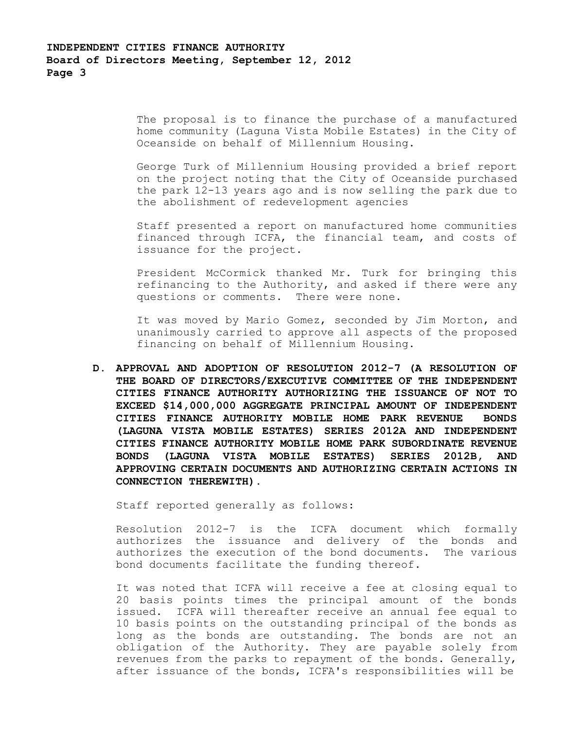The proposal is to finance the purchase of a manufactured home community (Laguna Vista Mobile Estates) in the City of Oceanside on behalf of Millennium Housing.

George Turk of Millennium Housing provided a brief report on the project noting that the City of Oceanside purchased the park 12-13 years ago and is now selling the park due to the abolishment of redevelopment agencies

Staff presented a report on manufactured home communities financed through ICFA, the financial team, and costs of issuance for the project.

President McCormick thanked Mr. Turk for bringing this refinancing to the Authority, and asked if there were any questions or comments. There were none.

It was moved by Mario Gomez, seconded by Jim Morton, and unanimously carried to approve all aspects of the proposed financing on behalf of Millennium Housing.

**D. APPROVAL AND ADOPTION OF RESOLUTION 2012-7 (A RESOLUTION OF THE BOARD OF DIRECTORS/EXECUTIVE COMMITTEE OF THE INDEPENDENT CITIES FINANCE AUTHORITY AUTHORIZING THE ISSUANCE OF NOT TO EXCEED $14,000,000 AGGREGATE PRINCIPAL AMOUNT OF INDEPENDENT CITIES FINANCE AUTHORITY MOBILE HOME PARK REVENUE BONDS (LAGUNA VISTA MOBILE ESTATES) SERIES 2012A AND INDEPENDENT CITIES FINANCE AUTHORITY MOBILE HOME PARK SUBORDINATE REVENUE BONDS (LAGUNA VISTA MOBILE ESTATES) SERIES 2012B, AND APPROVING CERTAIN DOCUMENTS AND AUTHORIZING CERTAIN ACTIONS IN CONNECTION THEREWITH).**

Staff reported generally as follows:

Resolution 2012-7 is the ICFA document which formally authorizes the issuance and delivery of the bonds and authorizes the execution of the bond documents. The various bond documents facilitate the funding thereof.

It was noted that ICFA will receive a fee at closing equal to 20 basis points times the principal amount of the bonds issued. ICFA will thereafter receive an annual fee equal to 10 basis points on the outstanding principal of the bonds as long as the bonds are outstanding. The bonds are not an obligation of the Authority. They are payable solely from revenues from the parks to repayment of the bonds. Generally, after issuance of the bonds, ICFA's responsibilities will be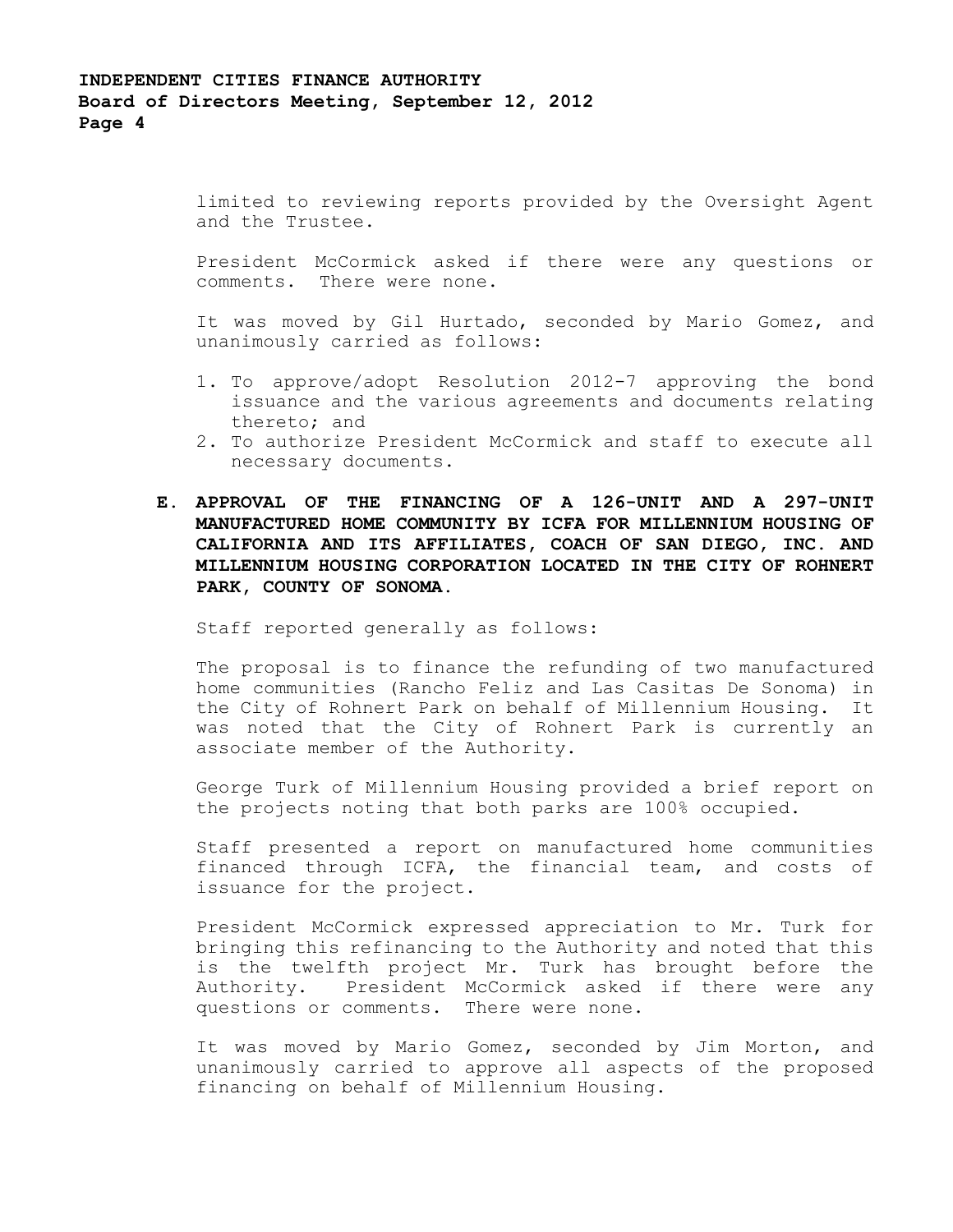limited to reviewing reports provided by the Oversight Agent and the Trustee.

President McCormick asked if there were any questions or comments. There were none.

It was moved by Gil Hurtado, seconded by Mario Gomez, and unanimously carried as follows:

1. To approve/adopt Resolution 2012-7 approving the bond issuance and the various agreements and documents relating thereto; and
2. To authorize President McCormick and staff to execute all necessary documents.

**E. APPROVAL OF THE FINANCING OF A 126-UNIT AND A 297-UNIT MANUFACTURED HOME COMMUNITY BY ICFA FOR MILLENNIUM HOUSING OF CALIFORNIA AND ITS AFFILIATES, COACH OF SAN DIEGO, INC. AND MILLENNIUM HOUSING CORPORATION LOCATED IN THE CITY OF ROHNERT PARK, COUNTY OF SONOMA.**

Staff reported generally as follows:

The proposal is to finance the refunding of two manufactured home communities (Rancho Feliz and Las Casitas De Sonoma) in the City of Rohnert Park on behalf of Millennium Housing. It was noted that the City of Rohnert Park is currently an associate member of the Authority.

George Turk of Millennium Housing provided a brief report on the projects noting that both parks are 100% occupied.

Staff presented a report on manufactured home communities financed through ICFA, the financial team, and costs of issuance for the project.

President McCormick expressed appreciation to Mr. Turk for bringing this refinancing to the Authority and noted that this is the twelfth project Mr. Turk has brought before the Authority. President McCormick asked if there were any questions or comments. There were none.

It was moved by Mario Gomez, seconded by Jim Morton, and unanimously carried to approve all aspects of the proposed financing on behalf of Millennium Housing.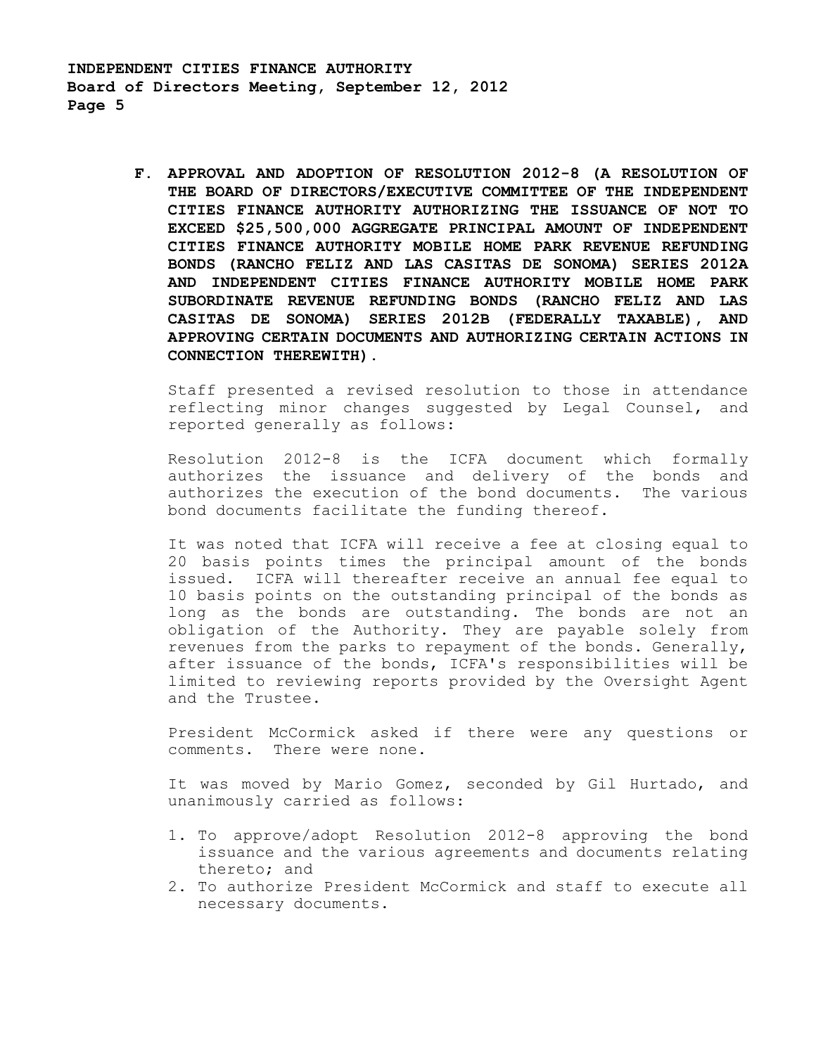**F. APPROVAL AND ADOPTION OF RESOLUTION 2012-8 (A RESOLUTION OF THE BOARD OF DIRECTORS/EXECUTIVE COMMITTEE OF THE INDEPENDENT CITIES FINANCE AUTHORITY AUTHORIZING THE ISSUANCE OF NOT TO EXCEED $25,500,000 AGGREGATE PRINCIPAL AMOUNT OF INDEPENDENT CITIES FINANCE AUTHORITY MOBILE HOME PARK REVENUE REFUNDING BONDS (RANCHO FELIZ AND LAS CASITAS DE SONOMA) SERIES 2012A AND INDEPENDENT CITIES FINANCE AUTHORITY MOBILE HOME PARK SUBORDINATE REVENUE REFUNDING BONDS (RANCHO FELIZ AND LAS CASITAS DE SONOMA) SERIES 2012B (FEDERALLY TAXABLE), AND APPROVING CERTAIN DOCUMENTS AND AUTHORIZING CERTAIN ACTIONS IN CONNECTION THEREWITH).**

Staff presented a revised resolution to those in attendance reflecting minor changes suggested by Legal Counsel, and reported generally as follows:

Resolution 2012-8 is the ICFA document which formally authorizes the issuance and delivery of the bonds and authorizes the execution of the bond documents. The various bond documents facilitate the funding thereof.

It was noted that ICFA will receive a fee at closing equal to 20 basis points times the principal amount of the bonds issued. ICFA will thereafter receive an annual fee equal to 10 basis points on the outstanding principal of the bonds as long as the bonds are outstanding. The bonds are not an obligation of the Authority. They are payable solely from revenues from the parks to repayment of the bonds. Generally, after issuance of the bonds, ICFA's responsibilities will be limited to reviewing reports provided by the Oversight Agent and the Trustee.

President McCormick asked if there were any questions or comments. There were none.

It was moved by Mario Gomez, seconded by Gil Hurtado, and unanimously carried as follows:

1. To approve/adopt Resolution 2012-8 approving the bond issuance and the various agreements and documents relating thereto; and
2. To authorize President McCormick and staff to execute all necessary documents.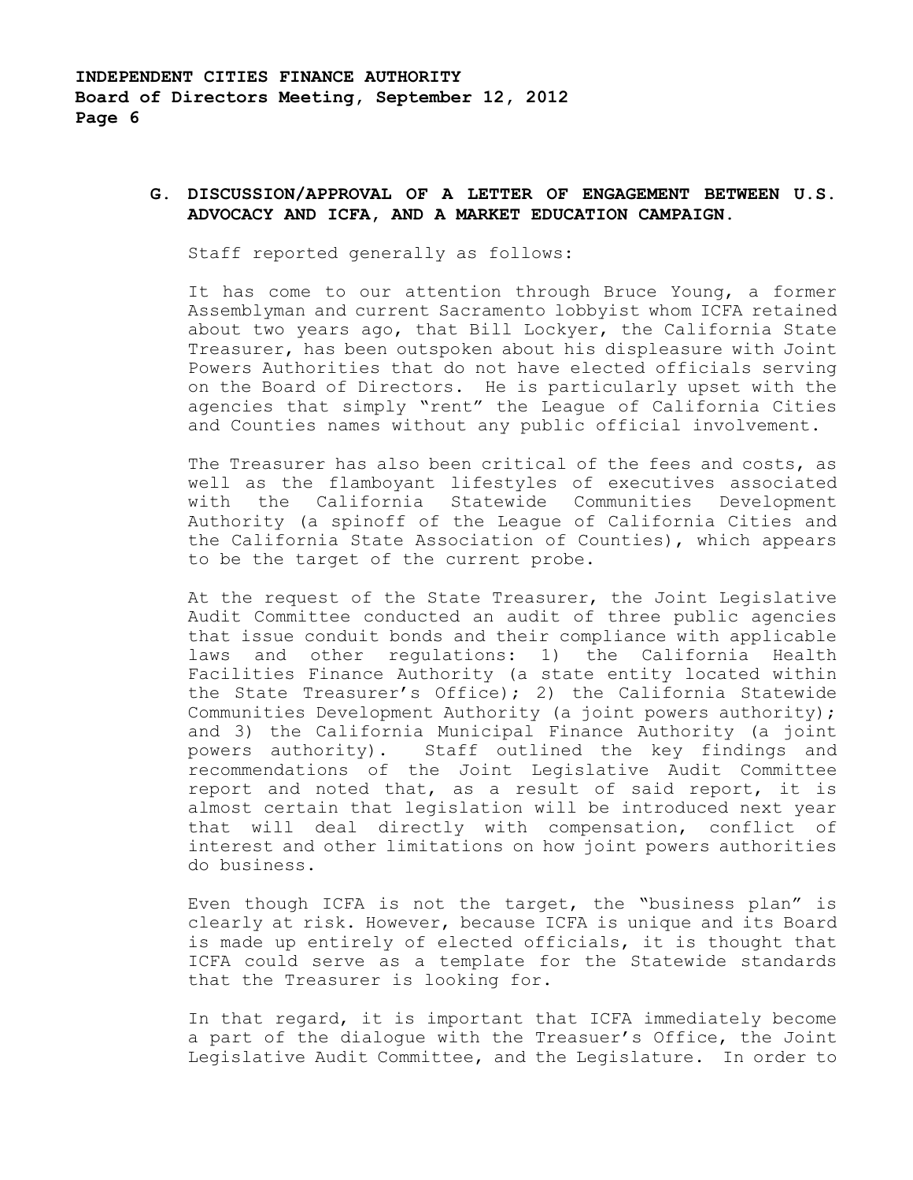**G. DISCUSSION/APPROVAL OF A LETTER OF ENGAGEMENT BETWEEN U.S. ADVOCACY AND ICFA, AND A MARKET EDUCATION CAMPAIGN.**

Staff reported generally as follows:

It has come to our attention through Bruce Young, a former Assemblyman and current Sacramento lobbyist whom ICFA retained about two years ago, that Bill Lockyer, the California State Treasurer, has been outspoken about his displeasure with Joint Powers Authorities that do not have elected officials serving on the Board of Directors. He is particularly upset with the agencies that simply "rent" the League of California Cities and Counties names without any public official involvement.

The Treasurer has also been critical of the fees and costs, as well as the flamboyant lifestyles of executives associated with the California Statewide Communities Development Authority (a spinoff of the League of California Cities and the California State Association of Counties), which appears to be the target of the current probe.

At the request of the State Treasurer, the Joint Legislative Audit Committee conducted an audit of three public agencies that issue conduit bonds and their compliance with applicable laws and other regulations: 1) the California Health Facilities Finance Authority (a state entity located within the State Treasurer's Office); 2) the California Statewide Communities Development Authority (a joint powers authority); and 3) the California Municipal Finance Authority (a joint powers authority). Staff outlined the key findings and recommendations of the Joint Legislative Audit Committee report and noted that, as a result of said report, it is almost certain that legislation will be introduced next year that will deal directly with compensation, conflict of interest and other limitations on how joint powers authorities do business.

Even though ICFA is not the target, the "business plan" is clearly at risk. However, because ICFA is unique and its Board is made up entirely of elected officials, it is thought that ICFA could serve as a template for the Statewide standards that the Treasurer is looking for.

In that regard, it is important that ICFA immediately become a part of the dialogue with the Treasuer's Office, the Joint Legislative Audit Committee, and the Legislature. In order to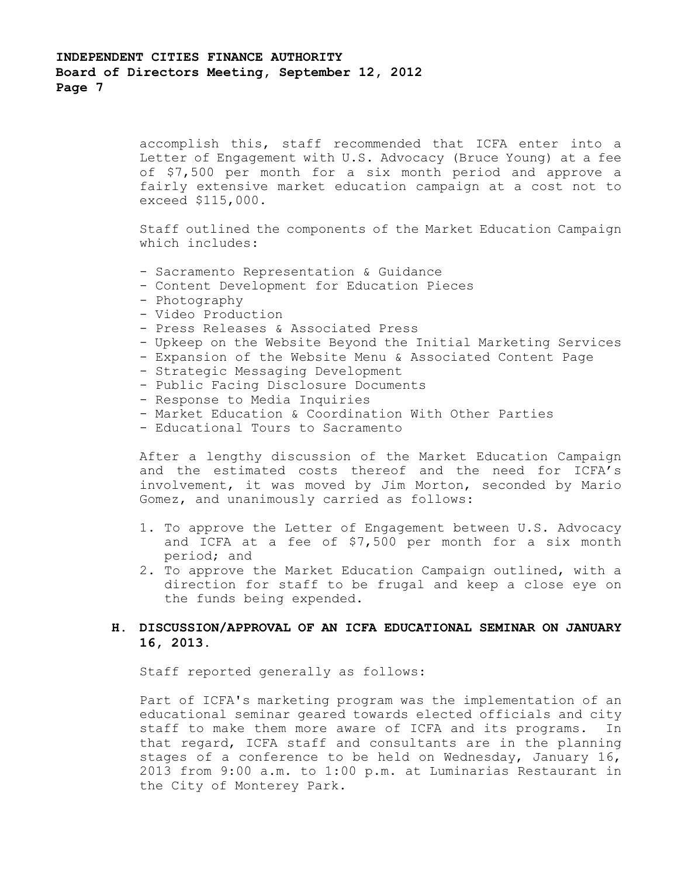accomplish this, staff recommended that ICFA enter into a Letter of Engagement with U.S. Advocacy (Bruce Young) at a fee of $7,500 per month for a six month period and approve a fairly extensive market education campaign at a cost not to exceed $115,000.

Staff outlined the components of the Market Education Campaign which includes:

- Sacramento Representation & Guidance
- Content Development for Education Pieces
- Photography
- Video Production
- Press Releases & Associated Press
- Upkeep on the Website Beyond the Initial Marketing Services
- Expansion of the Website Menu & Associated Content Page
- Strategic Messaging Development
- Public Facing Disclosure Documents
- Response to Media Inquiries
- Market Education & Coordination With Other Parties
- Educational Tours to Sacramento

After a lengthy discussion of the Market Education Campaign and the estimated costs thereof and the need for ICFA's involvement, it was moved by Jim Morton, seconded by Mario Gomez, and unanimously carried as follows:

1. To approve the Letter of Engagement between U.S. Advocacy and ICFA at a fee of $7,500 per month for a six month period; and
2. To approve the Market Education Campaign outlined, with a direction for staff to be frugal and keep a close eye on the funds being expended.

**H. DISCUSSION/APPROVAL OF AN ICFA EDUCATIONAL SEMINAR ON JANUARY 16, 2013.**

Staff reported generally as follows:

Part of ICFA's marketing program was the implementation of an educational seminar geared towards elected officials and city staff to make them more aware of ICFA and its programs. In that regard, ICFA staff and consultants are in the planning stages of a conference to be held on Wednesday, January 16, 2013 from 9:00 a.m. to 1:00 p.m. at Luminarias Restaurant in the City of Monterey Park.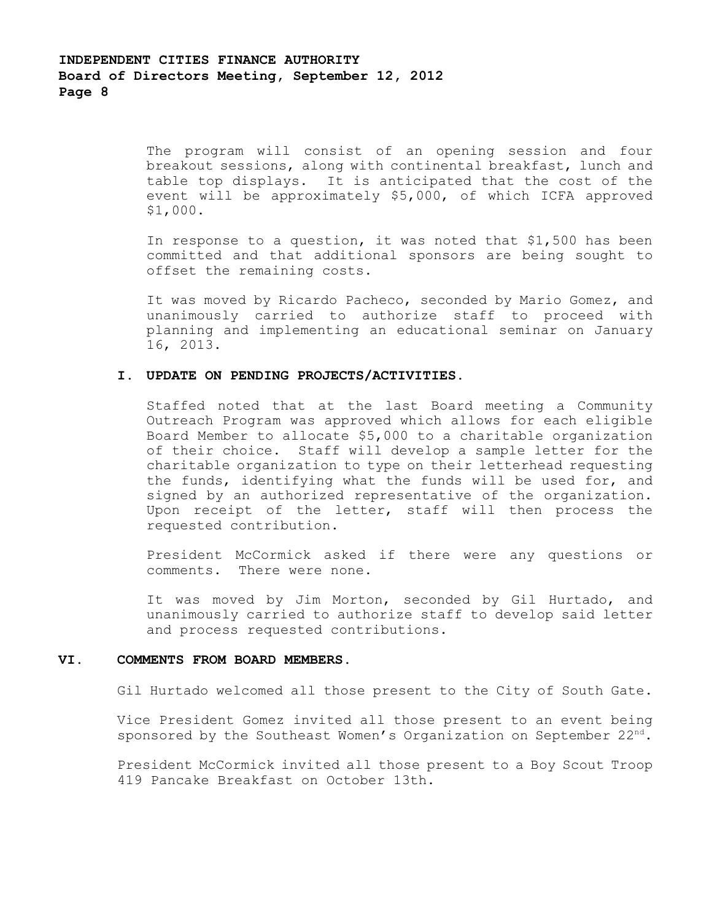The program will consist of an opening session and four breakout sessions, along with continental breakfast, lunch and table top displays. It is anticipated that the cost of the event will be approximately $5,000, of which ICFA approved $1,000.

In response to a question, it was noted that $1,500 has been committed and that additional sponsors are being sought to offset the remaining costs.

It was moved by Ricardo Pacheco, seconded by Mario Gomez, and unanimously carried to authorize staff to proceed with planning and implementing an educational seminar on January 16, 2013.

**I. UPDATE ON PENDING PROJECTS/ACTIVITIES.**

Staffed noted that at the last Board meeting a Community Outreach Program was approved which allows for each eligible Board Member to allocate $5,000 to a charitable organization of their choice. Staff will develop a sample letter for the charitable organization to type on their letterhead requesting the funds, identifying what the funds will be used for, and signed by an authorized representative of the organization. Upon receipt of the letter, staff will then process the requested contribution.

President McCormick asked if there were any questions or comments. There were none.

It was moved by Jim Morton, seconded by Gil Hurtado, and unanimously carried to authorize staff to develop said letter and process requested contributions.

## VI. COMMENTS FROM BOARD MEMBERS.

Gil Hurtado welcomed all those present to the City of South Gate.

Vice President Gomez invited all those present to an event being sponsored by the Southeast Women's Organization on September 22nd.

President McCormick invited all those present to a Boy Scout Troop 419 Pancake Breakfast on October 13th.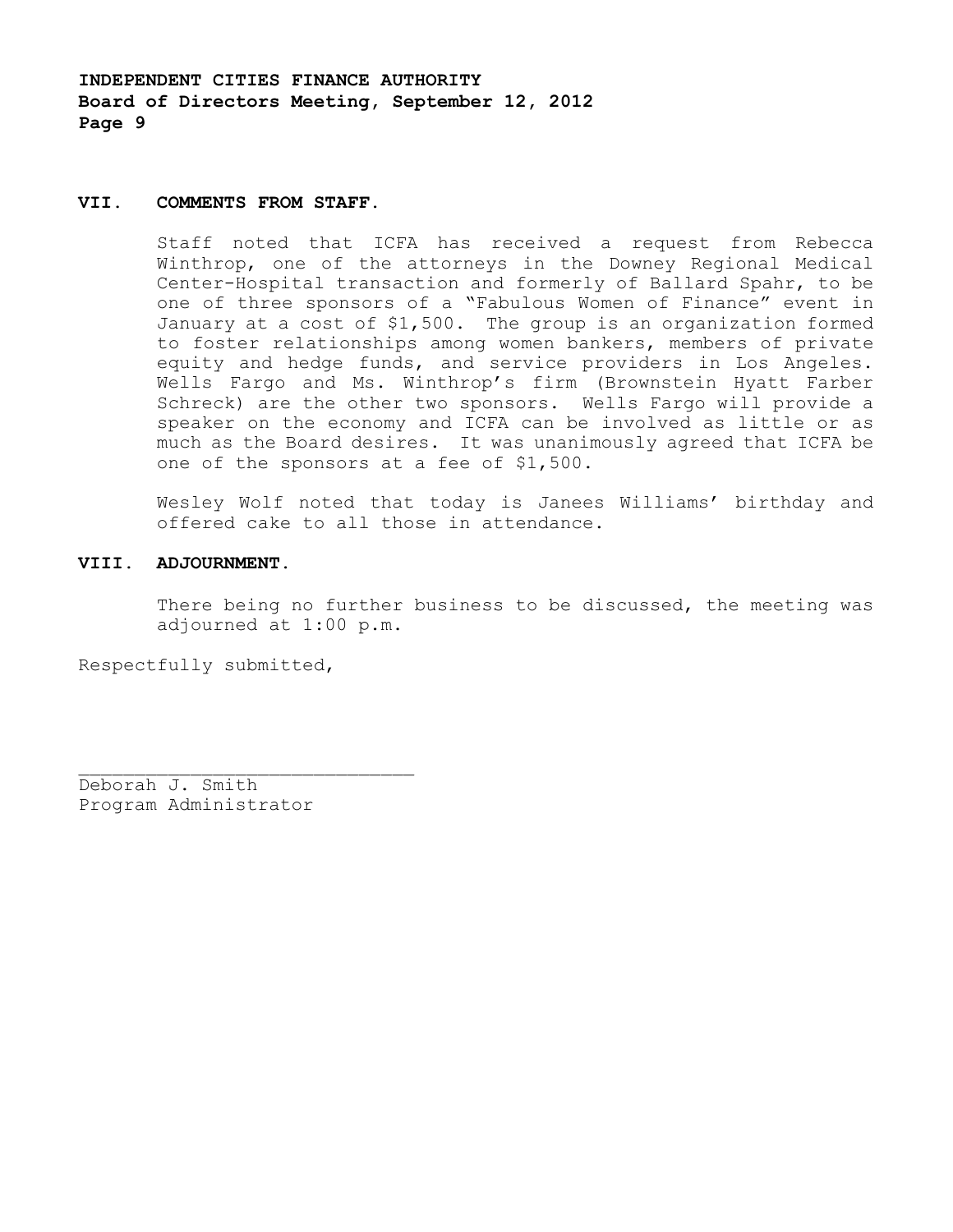## VII. COMMENTS FROM STAFF.

Staff noted that ICFA has received a request from Rebecca Winthrop, one of the attorneys in the Downey Regional Medical Center-Hospital transaction and formerly of Ballard Spahr, to be one of three sponsors of a "Fabulous Women of Finance" event in January at a cost of $1,500. The group is an organization formed to foster relationships among women bankers, members of private equity and hedge funds, and service providers in Los Angeles. Wells Fargo and Ms. Winthrop's firm (Brownstein Hyatt Farber Schreck) are the other two sponsors. Wells Fargo will provide a speaker on the economy and ICFA can be involved as little or as much as the Board desires. It was unanimously agreed that ICFA be one of the sponsors at a fee of $1,500.

Wesley Wolf noted that today is Janees Williams' birthday and offered cake to all those in attendance.

## VIII. ADJOURNMENT.

There being no further business to be discussed, the meeting was adjourned at 1:00 p.m.

Respectfully submitted,

\_\_\_\_\_\_\_\_\_\_\_\_\_\_\_\_\_\_\_\_\_\_\_\_\_\_\_\_\_\_

Deborah J. Smith
Program Administrator